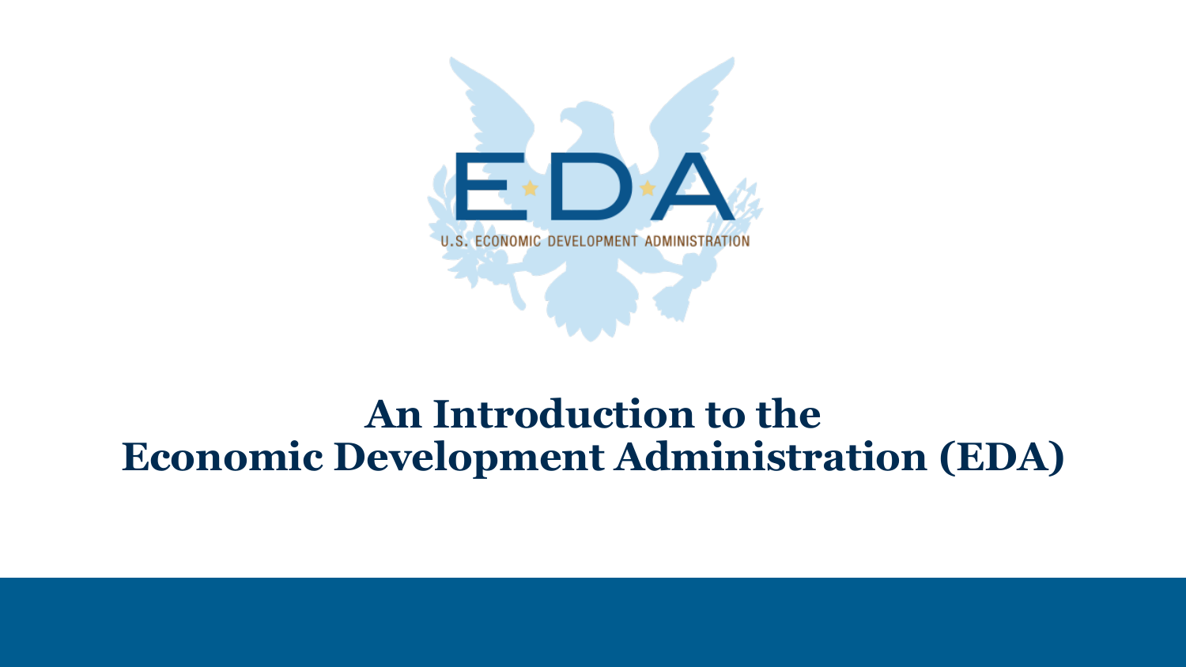EDA

U.S. ECONOMIC DEVELOPMENT ADMINISTRATION

# An Introduction to the Economic Development Administration (EDA)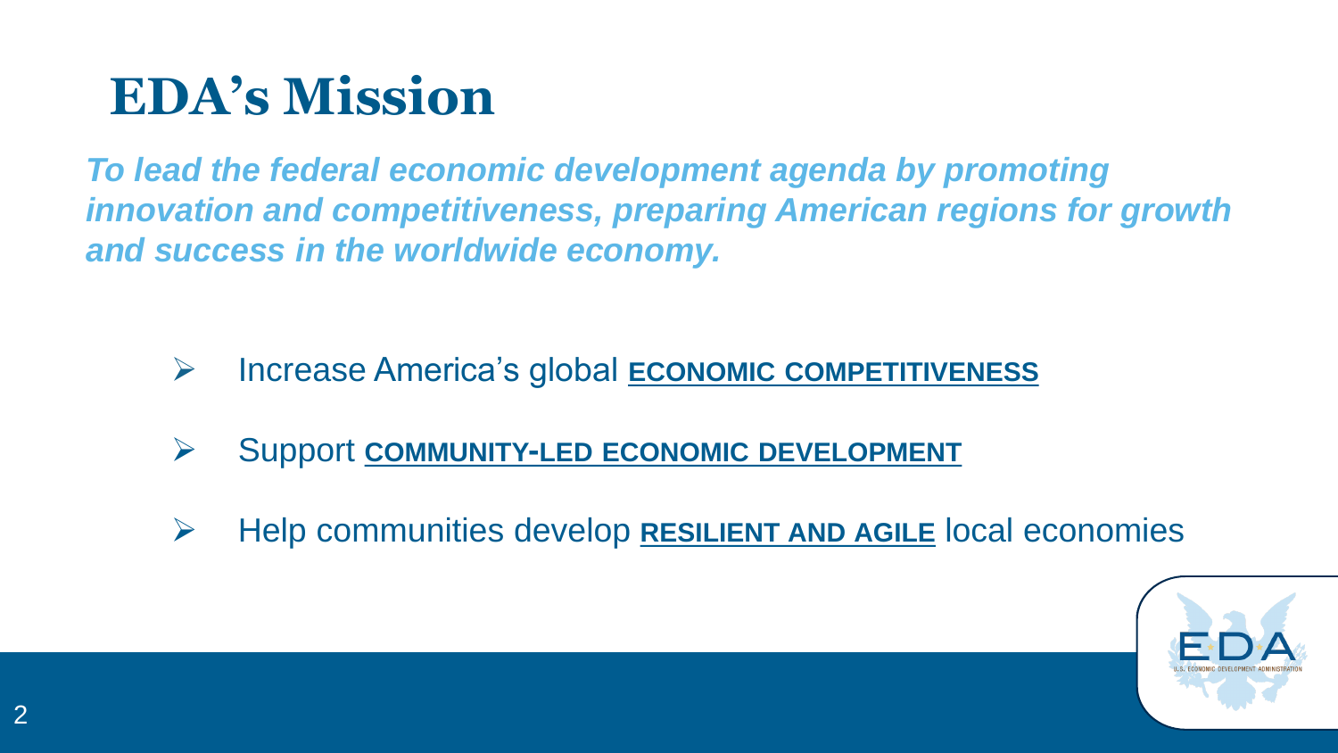# EDA's Mission

***To lead the federal economic development agenda by promoting innovation and competitiveness, preparing American regions for growth and success in the worldwide economy.***

- Increase America's global **ECONOMIC COMPETITIVENESS**
- Support **COMMUNITY-LED ECONOMIC DEVELOPMENT**
- Help communities develop **RESILIENT AND AGILE** local economies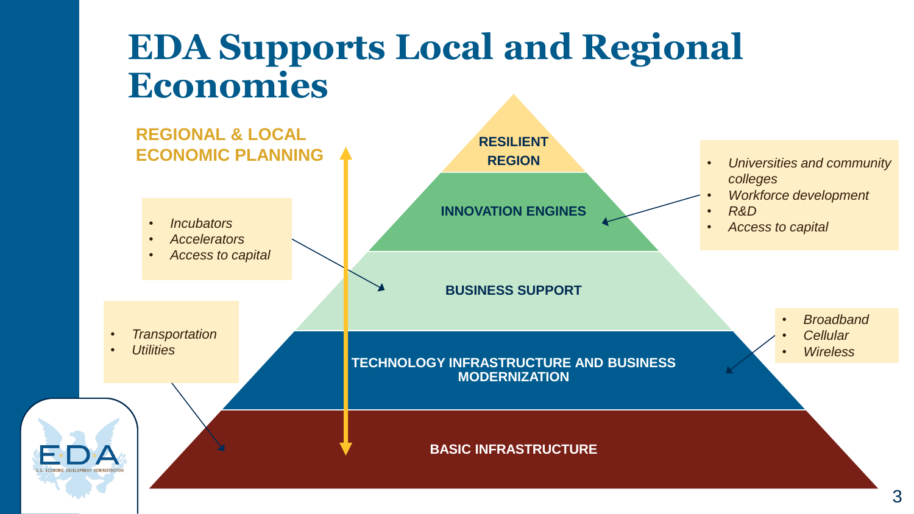# EDA Supports Local and Regional Economies

**REGIONAL & LOCAL ECONOMIC PLANNING**

**RESILIENT REGION**

**INNOVATION ENGINES**

- *Universities and community colleges*
- *Workforce development*
- *R&D*
- *Access to capital*

**BUSINESS SUPPORT**

- *Incubators*
- *Accelerators*
- *Access to capital*

**TECHNOLOGY INFRASTRUCTURE AND BUSINESS MODERNIZATION**

- *Broadband*
- *Cellular*
- *Wireless*

**BASIC INFRASTRUCTURE**

- *Transportation*
- *Utilities*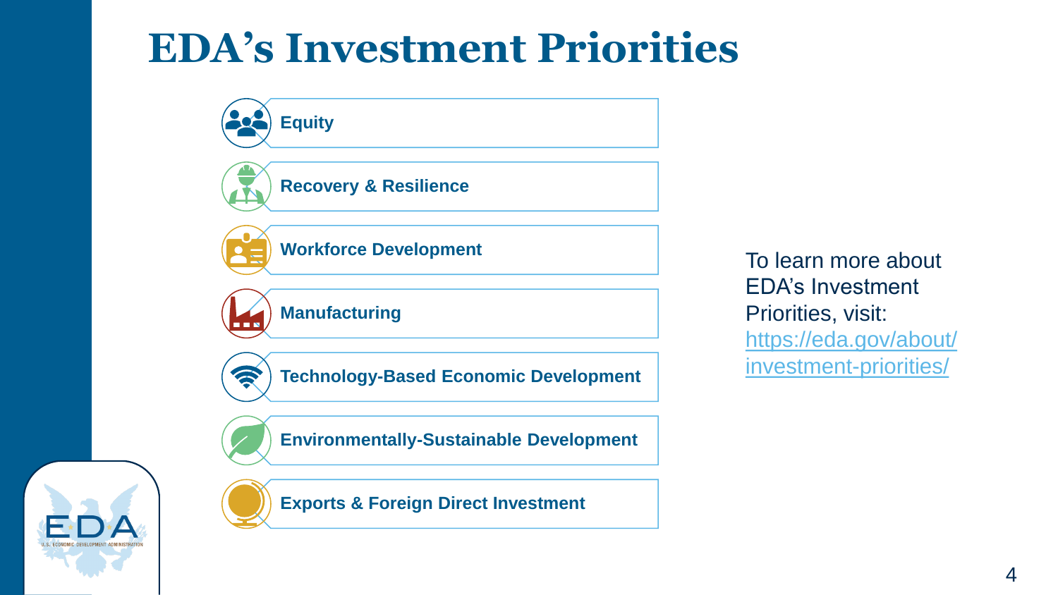# EDA's Investment Priorities

- **Equity**
- **Recovery & Resilience**
- **Workforce Development**
- **Manufacturing**
- **Technology-Based Economic Development**
- **Environmentally-Sustainable Development**
- **Exports & Foreign Direct Investment**

To learn more about EDA's Investment Priorities, visit: https://eda.gov/about/investment-priorities/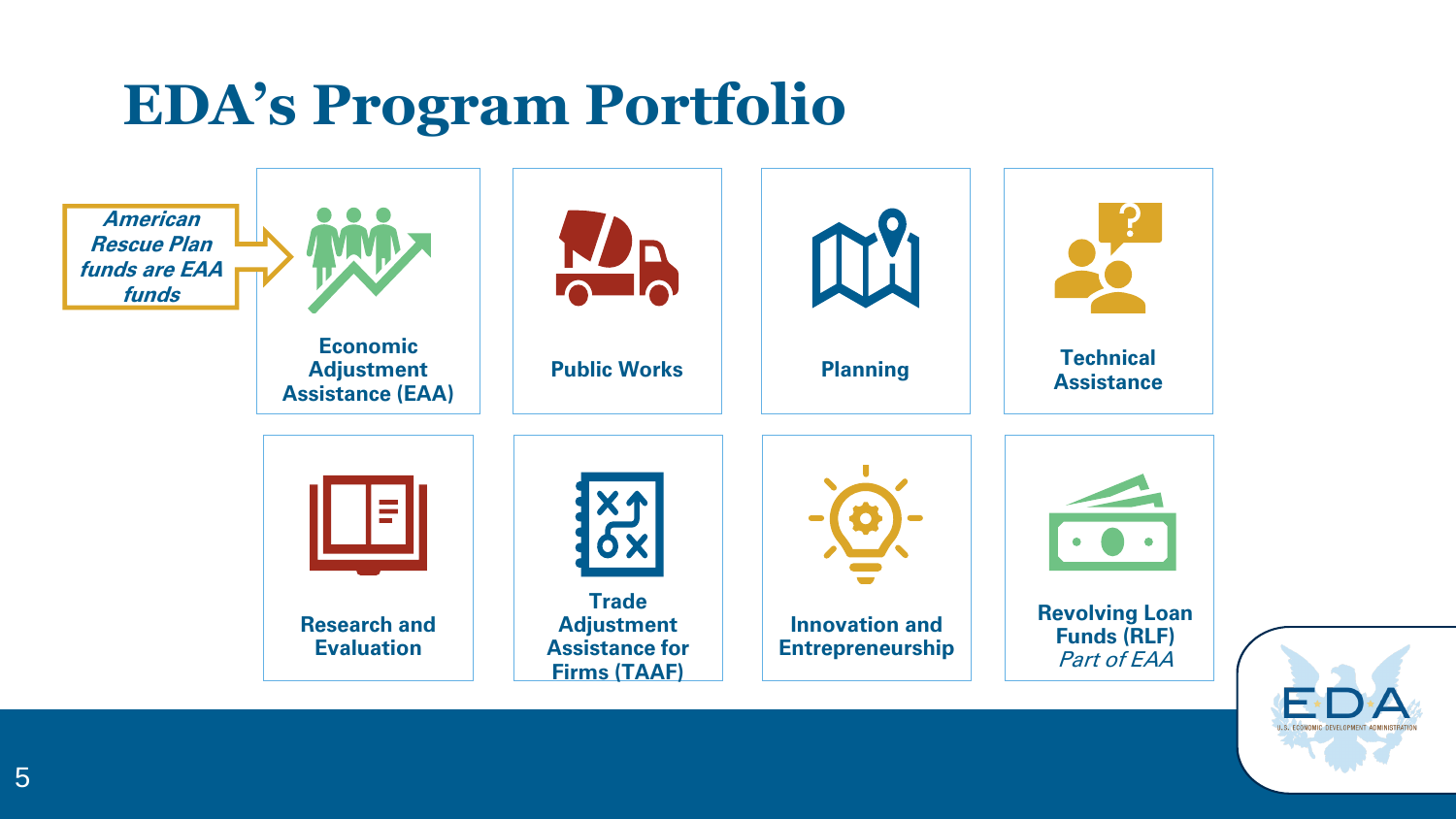# EDA's Program Portfolio

*American Rescue Plan funds are EAA funds*

- **Economic Adjustment Assistance (EAA)**
- **Public Works**
- **Planning**
- **Technical Assistance**
- **Research and Evaluation**
- **Trade Adjustment Assistance for Firms (TAAF)**
- **Innovation and Entrepreneurship**
- **Revolving Loan Funds (RLF)** *Part of EAA*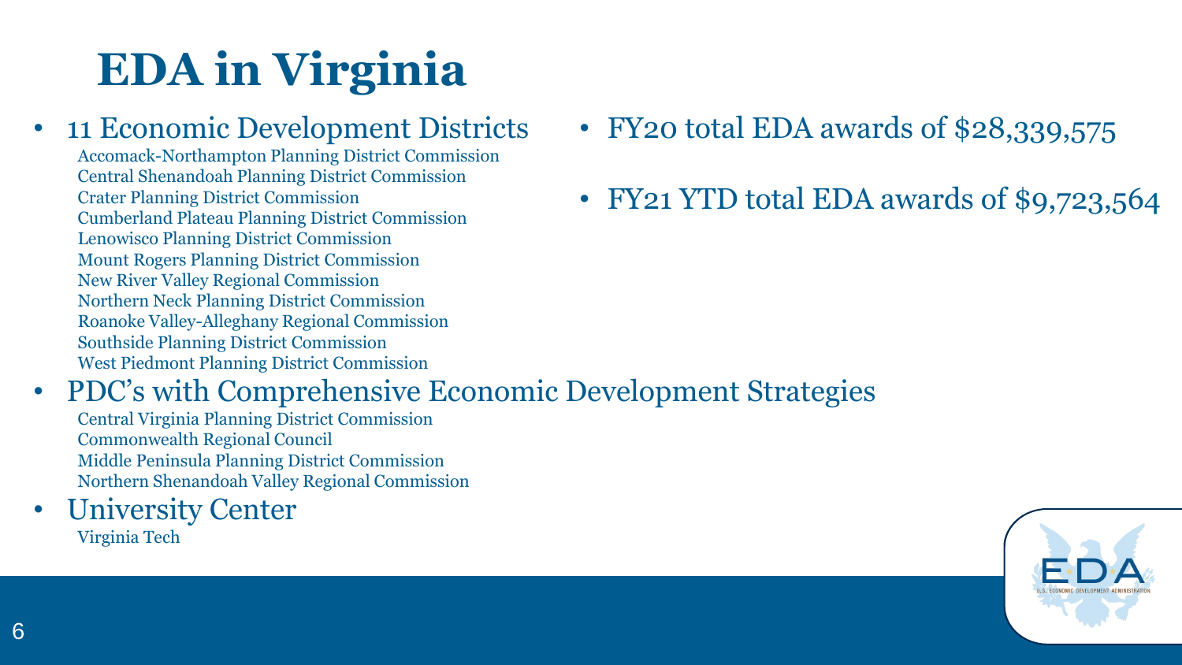# EDA in Virginia

- 11 Economic Development Districts
  - Accomack-Northampton Planning District Commission
  - Central Shenandoah Planning District Commission
  - Crater Planning District Commission
  - Cumberland Plateau Planning District Commission
  - Lenowisco Planning District Commission
  - Mount Rogers Planning District Commission
  - New River Valley Regional Commission
  - Northern Neck Planning District Commission
  - Roanoke Valley-Alleghany Regional Commission
  - Southside Planning District Commission
  - West Piedmont Planning District Commission
- PDC's with Comprehensive Economic Development Strategies
  - Central Virginia Planning District Commission
  - Commonwealth Regional Council
  - Middle Peninsula Planning District Commission
  - Northern Shenandoah Valley Regional Commission
- University Center
  - Virginia Tech

- FY20 total EDA awards of $28,339,575
- FY21 YTD total EDA awards of $9,723,564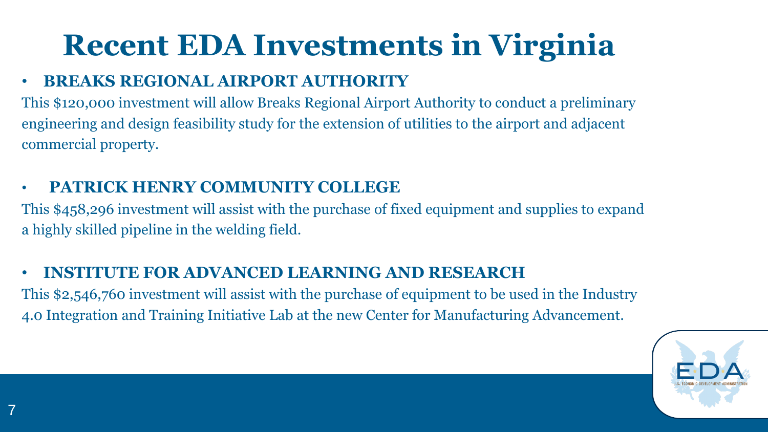# Recent EDA Investments in Virginia

- **BREAKS REGIONAL AIRPORT AUTHORITY**

This $120,000 investment will allow Breaks Regional Airport Authority to conduct a preliminary engineering and design feasibility study for the extension of utilities to the airport and adjacent commercial property.

- **PATRICK HENRY COMMUNITY COLLEGE**

This $458,296 investment will assist with the purchase of fixed equipment and supplies to expand a highly skilled pipeline in the welding field.

- **INSTITUTE FOR ADVANCED LEARNING AND RESEARCH**

This $2,546,760 investment will assist with the purchase of equipment to be used in the Industry 4.0 Integration and Training Initiative Lab at the new Center for Manufacturing Advancement.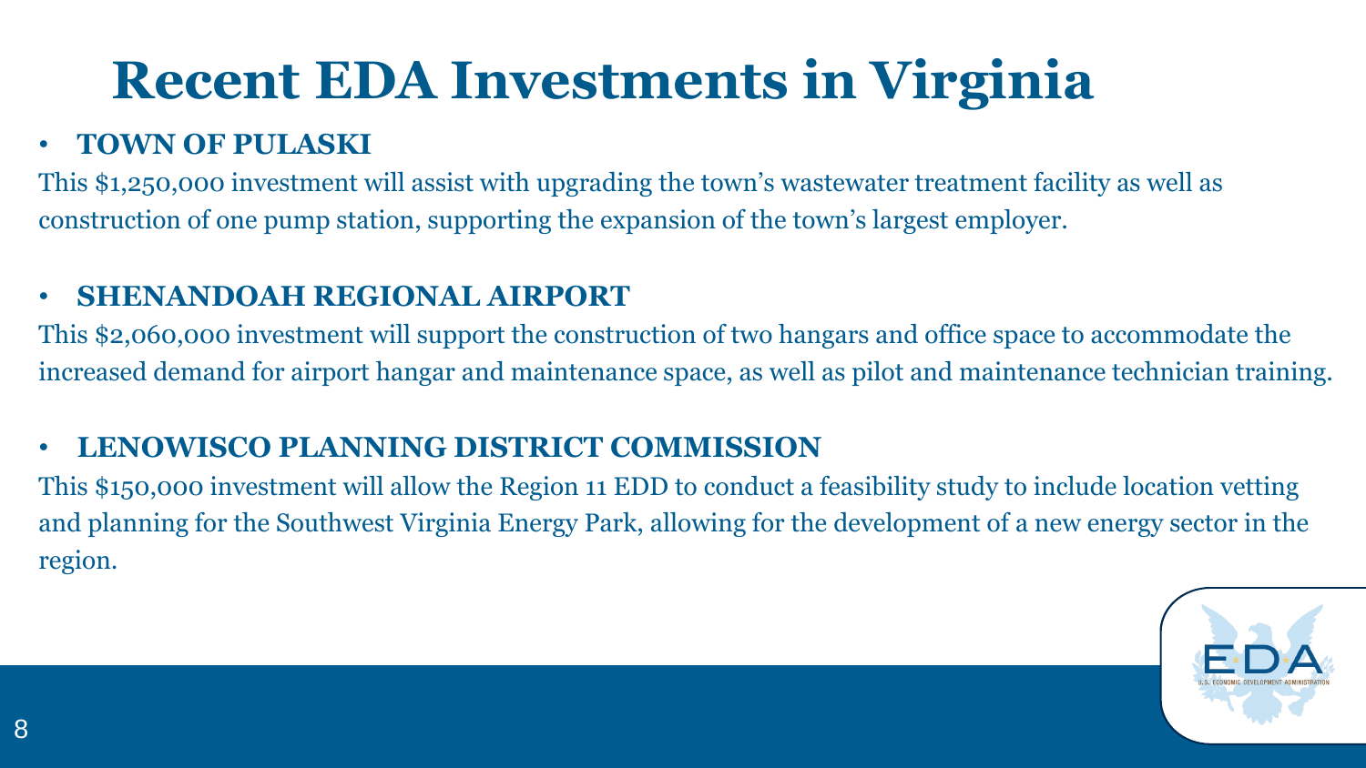# Recent EDA Investments in Virginia

- **TOWN OF PULASKI**

This $1,250,000 investment will assist with upgrading the town's wastewater treatment facility as well as construction of one pump station, supporting the expansion of the town's largest employer.

- **SHENANDOAH REGIONAL AIRPORT**

This $2,060,000 investment will support the construction of two hangars and office space to accommodate the increased demand for airport hangar and maintenance space, as well as pilot and maintenance technician training.

- **LENOWISCO PLANNING DISTRICT COMMISSION**

This $150,000 investment will allow the Region 11 EDD to conduct a feasibility study to include location vetting and planning for the Southwest Virginia Energy Park, allowing for the development of a new energy sector in the region.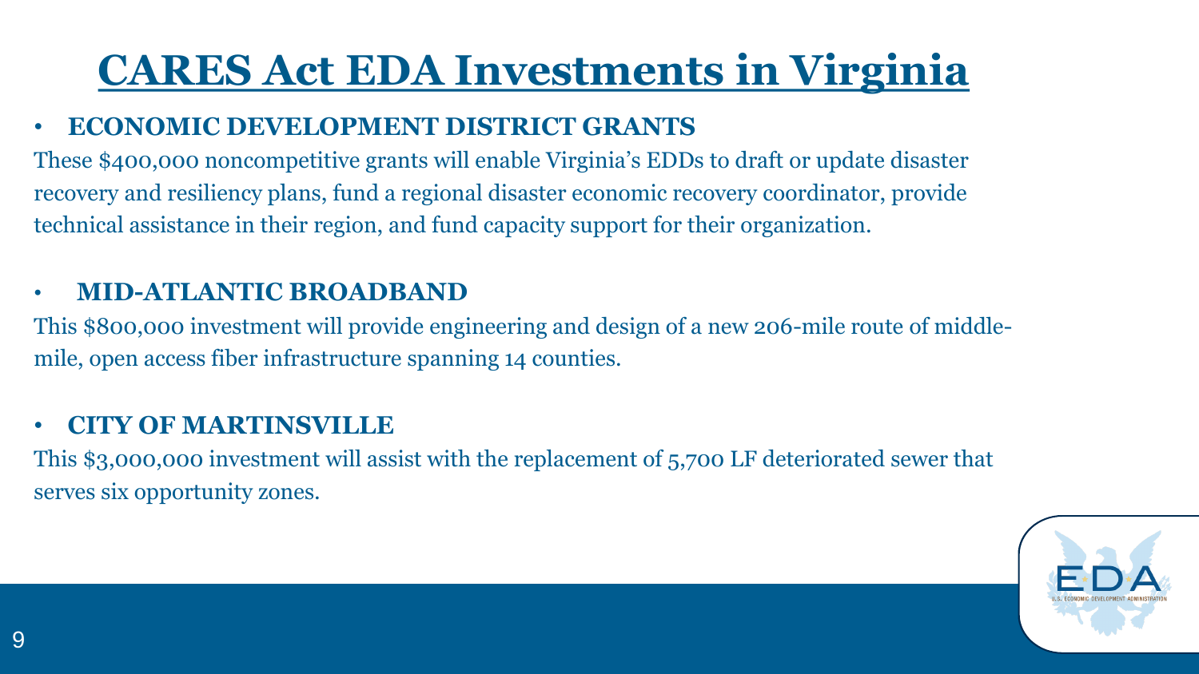# CARES Act EDA Investments in Virginia

- **ECONOMIC DEVELOPMENT DISTRICT GRANTS**

These $400,000 noncompetitive grants will enable Virginia's EDDs to draft or update disaster recovery and resiliency plans, fund a regional disaster economic recovery coordinator, provide technical assistance in their region, and fund capacity support for their organization.

- **MID-ATLANTIC BROADBAND**

This $800,000 investment will provide engineering and design of a new 206-mile route of middle-mile, open access fiber infrastructure spanning 14 counties.

- **CITY OF MARTINSVILLE**

This $3,000,000 investment will assist with the replacement of 5,700 LF deteriorated sewer that serves six opportunity zones.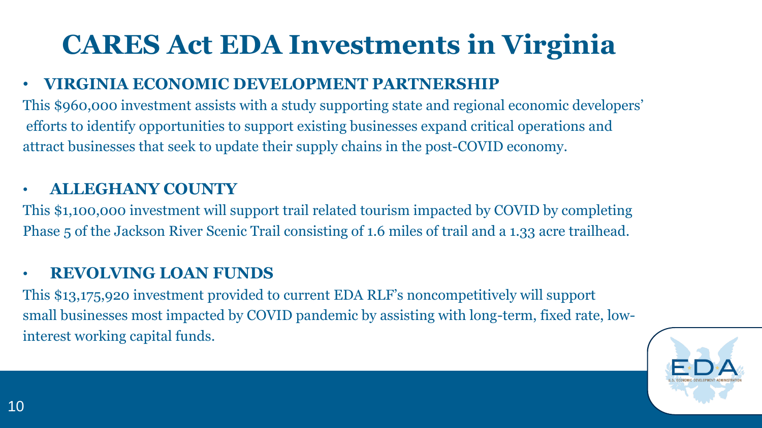# CARES Act EDA Investments in Virginia

- **VIRGINIA ECONOMIC DEVELOPMENT PARTNERSHIP**

This $960,000 investment assists with a study supporting state and regional economic developers' efforts to identify opportunities to support existing businesses expand critical operations and attract businesses that seek to update their supply chains in the post-COVID economy.

- **ALLEGHANY COUNTY**

This $1,100,000 investment will support trail related tourism impacted by COVID by completing Phase 5 of the Jackson River Scenic Trail consisting of 1.6 miles of trail and a 1.33 acre trailhead.

- **REVOLVING LOAN FUNDS**

This $13,175,920 investment provided to current EDA RLF's noncompetitively will support small businesses most impacted by COVID pandemic by assisting with long-term, fixed rate, low-interest working capital funds.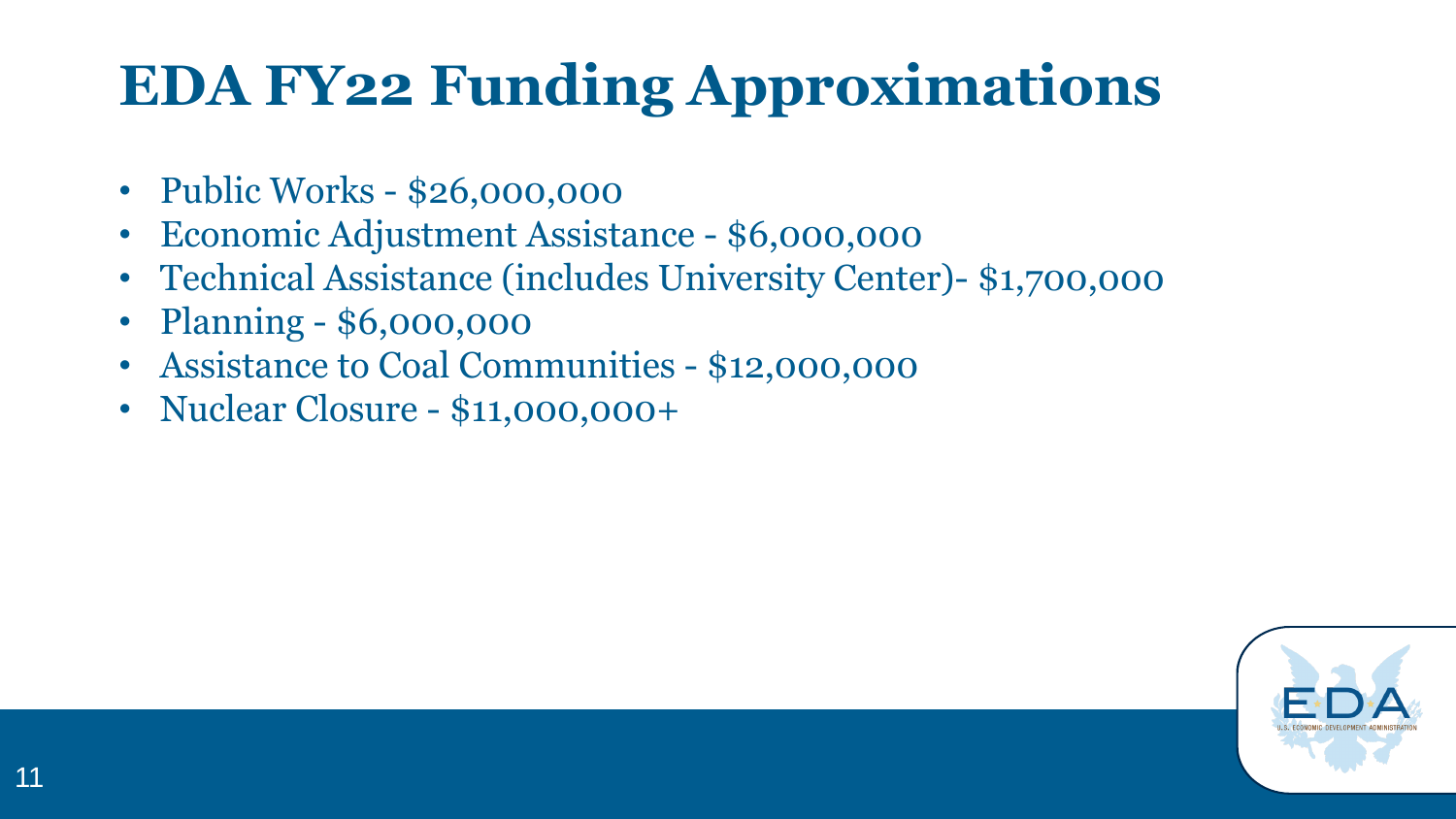# EDA FY22 Funding Approximations

- Public Works - $26,000,000
- Economic Adjustment Assistance - $6,000,000
- Technical Assistance (includes University Center)- $1,700,000
- Planning - $6,000,000
- Assistance to Coal Communities - $12,000,000
- Nuclear Closure - $11,000,000+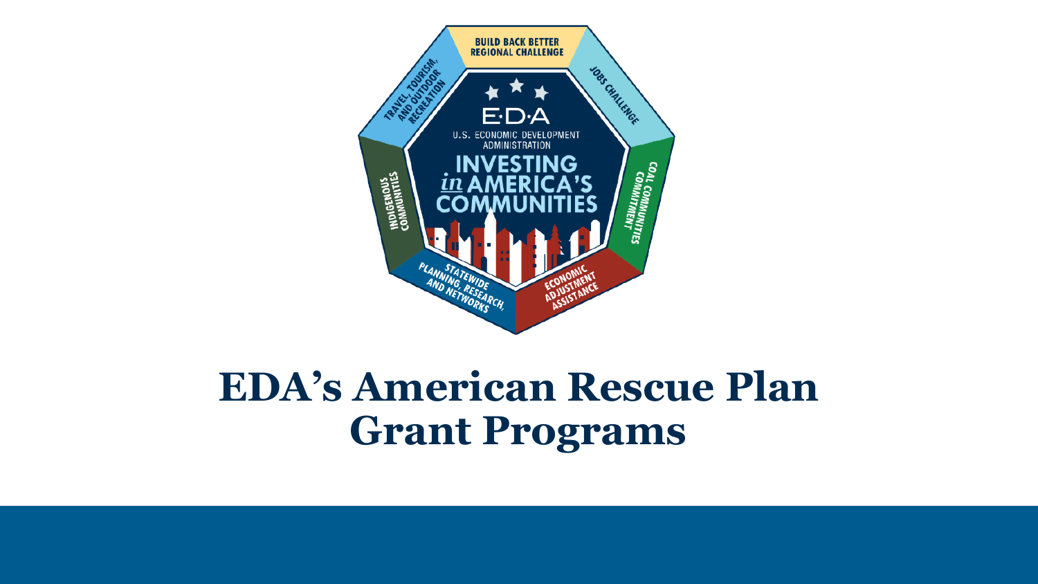# EDA's American Rescue Plan Grant Programs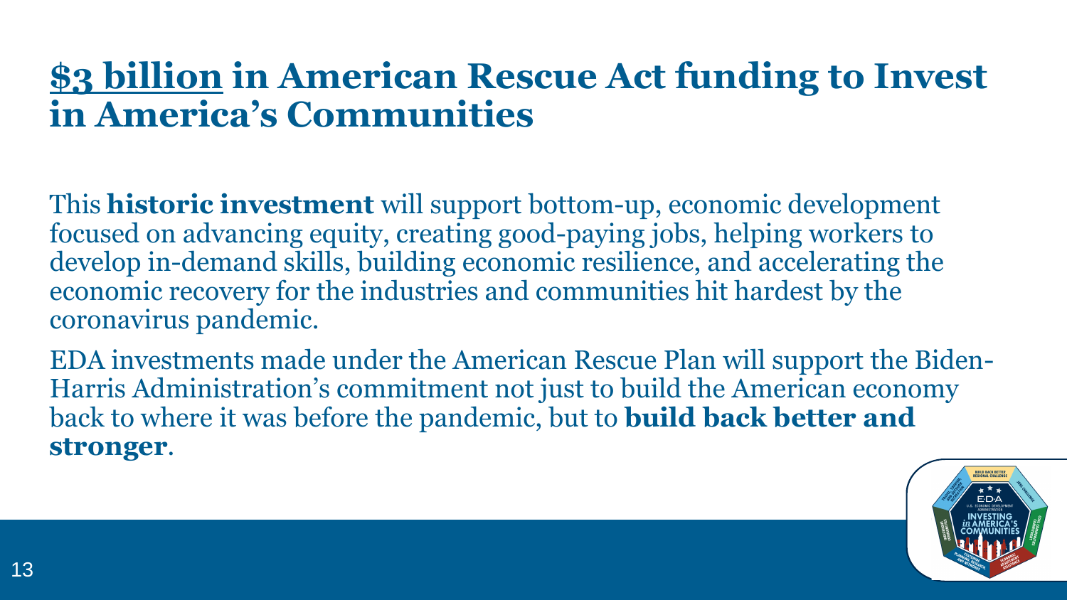# <u>$3 billion</u> in American Rescue Act funding to Invest in America's Communities

This **historic investment** will support bottom-up, economic development focused on advancing equity, creating good-paying jobs, helping workers to develop in-demand skills, building economic resilience, and accelerating the economic recovery for the industries and communities hit hardest by the coronavirus pandemic.

EDA investments made under the American Rescue Plan will support the Biden-Harris Administration's commitment not just to build the American economy back to where it was before the pandemic, but to **build back better and stronger**.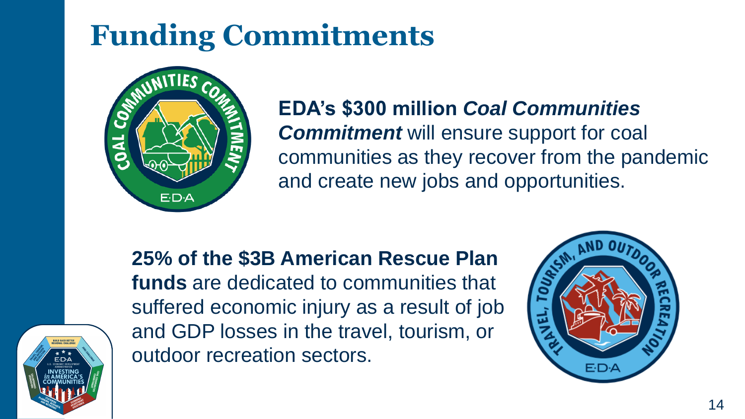# Funding Commitments

**EDA's $300 million *Coal Communities Commitment*** will ensure support for coal communities as they recover from the pandemic and create new jobs and opportunities.

**25% of the $3B American Rescue Plan funds** are dedicated to communities that suffered economic injury as a result of job and GDP losses in the travel, tourism, or outdoor recreation sectors.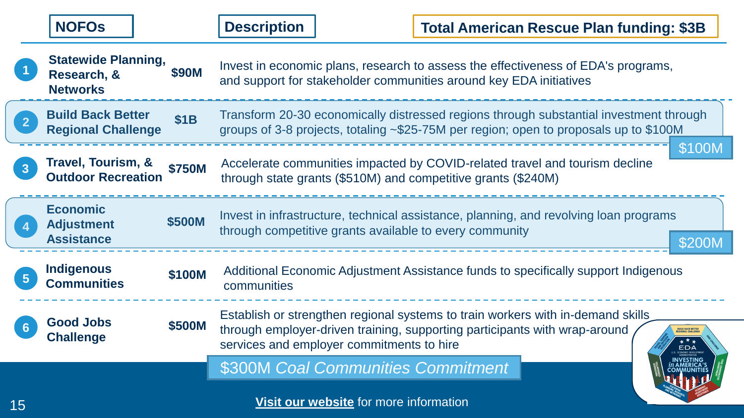| # | NOFOs | Amount | Description |
| --- | --- | --- | --- |
| 1 | **Statewide Planning, Research, & Networks** | **$90M** | Invest in economic plans, research to assess the effectiveness of EDA's programs, and support for stakeholder communities around key EDA initiatives |
| 2 | **Build Back Better Regional Challenge** | **$1B** | Transform 20-30 economically distressed regions through substantial investment through groups of 3-8 projects, totaling ~$25-75M per region; open to proposals up to $100M |
| 3 | **Travel, Tourism, & Outdoor Recreation** | **$750M** | Accelerate communities impacted by COVID-related travel and tourism decline through state grants ($510M) and competitive grants ($240M) |
| 4 | **Economic Adjustment Assistance** | **$500M** | Invest in infrastructure, technical assistance, planning, and revolving loan programs through competitive grants available to every community |
| 5 | **Indigenous Communities** | **$100M** | Additional Economic Adjustment Assistance funds to specifically support Indigenous communities |
| 6 | **Good Jobs Challenge** | **$500M** | Establish or strengthen regional systems to train workers with in-demand skills through employer-driven training, supporting participants with wrap-around services and employer commitments to hire |

**Total American Rescue Plan funding: $3B**

$100M

$200M

$300M *Coal Communities Commitment*

**Visit our website** for more information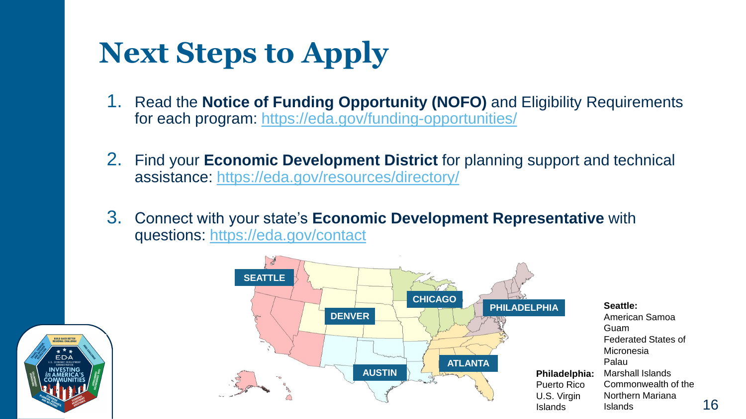# Next Steps to Apply

1. Read the **Notice of Funding Opportunity (NOFO)** and Eligibility Requirements for each program: https://eda.gov/funding-opportunities/
2. Find your **Economic Development District** for planning support and technical assistance: https://eda.gov/resources/directory/
3. Connect with your state's **Economic Development Representative** with questions: https://eda.gov/contact

SEATTLE | DENVER | CHICAGO | PHILADELPHIA | AUSTIN | ATLANTA

**Philadelphia:**
Puerto Rico
U.S. Virgin Islands

**Seattle:**
American Samoa
Guam
Federated States of Micronesia
Palau
Marshall Islands
Commonwealth of the Northern Mariana Islands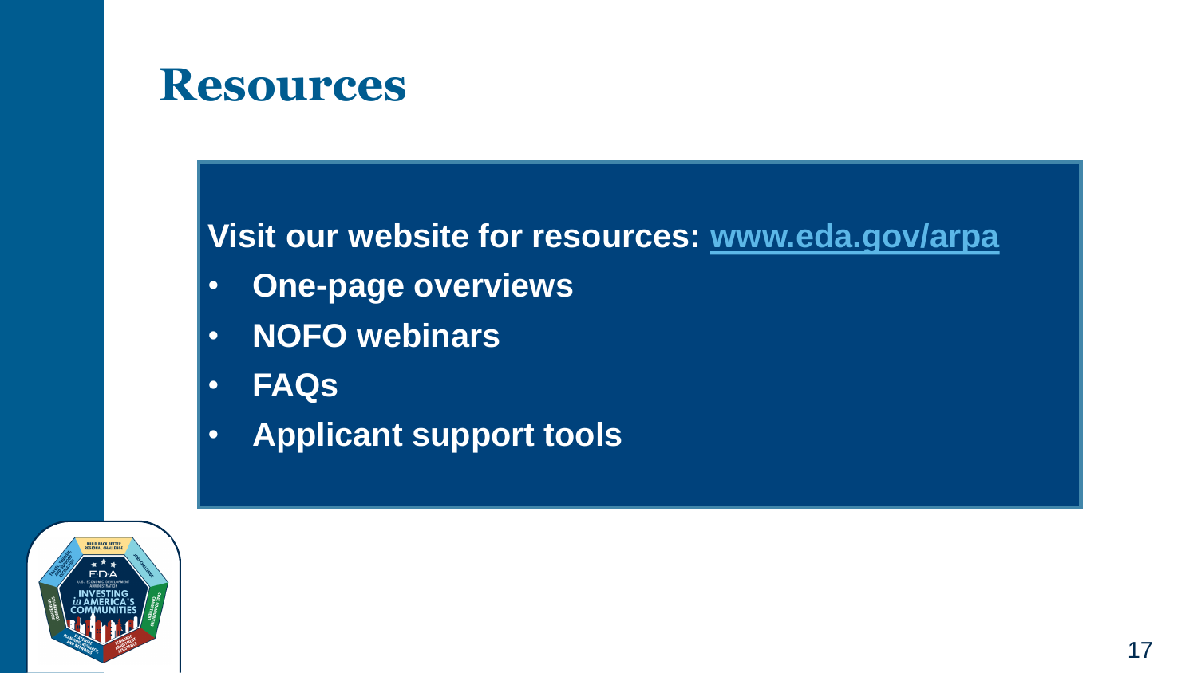# Resources

**Visit our website for resources: [www.eda.gov/arpa](www.eda.gov/arpa)**

- **One-page overviews**
- **NOFO webinars**
- **FAQs**
- **Applicant support tools**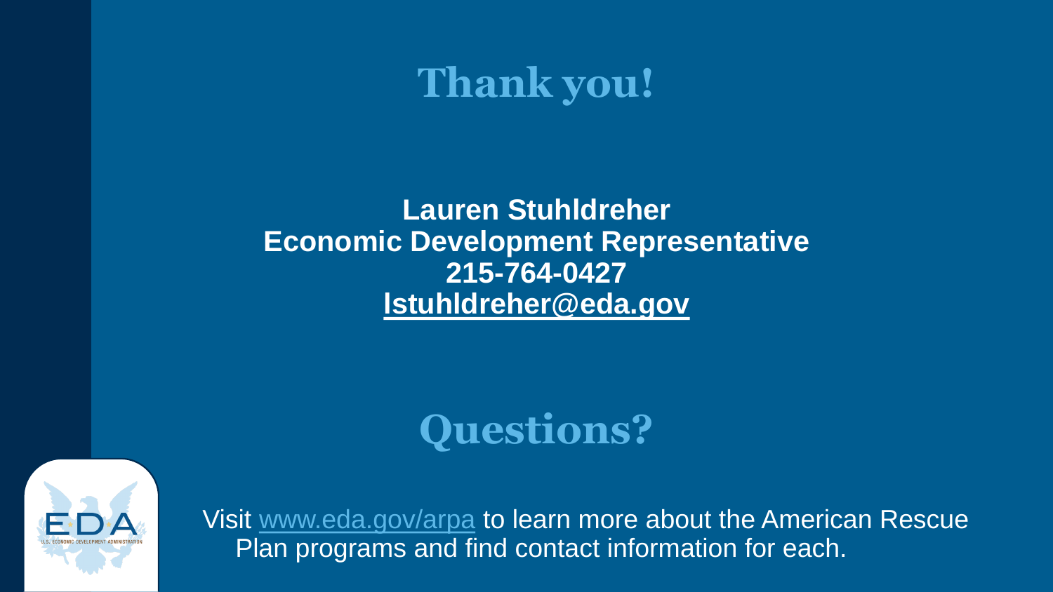# Thank you!

**Lauren Stuhldreher**
**Economic Development Representative**
**215-764-0427**
**lstuhldreher@eda.gov**

# Questions?

Visit www.eda.gov/arpa to learn more about the American Rescue Plan programs and find contact information for each.